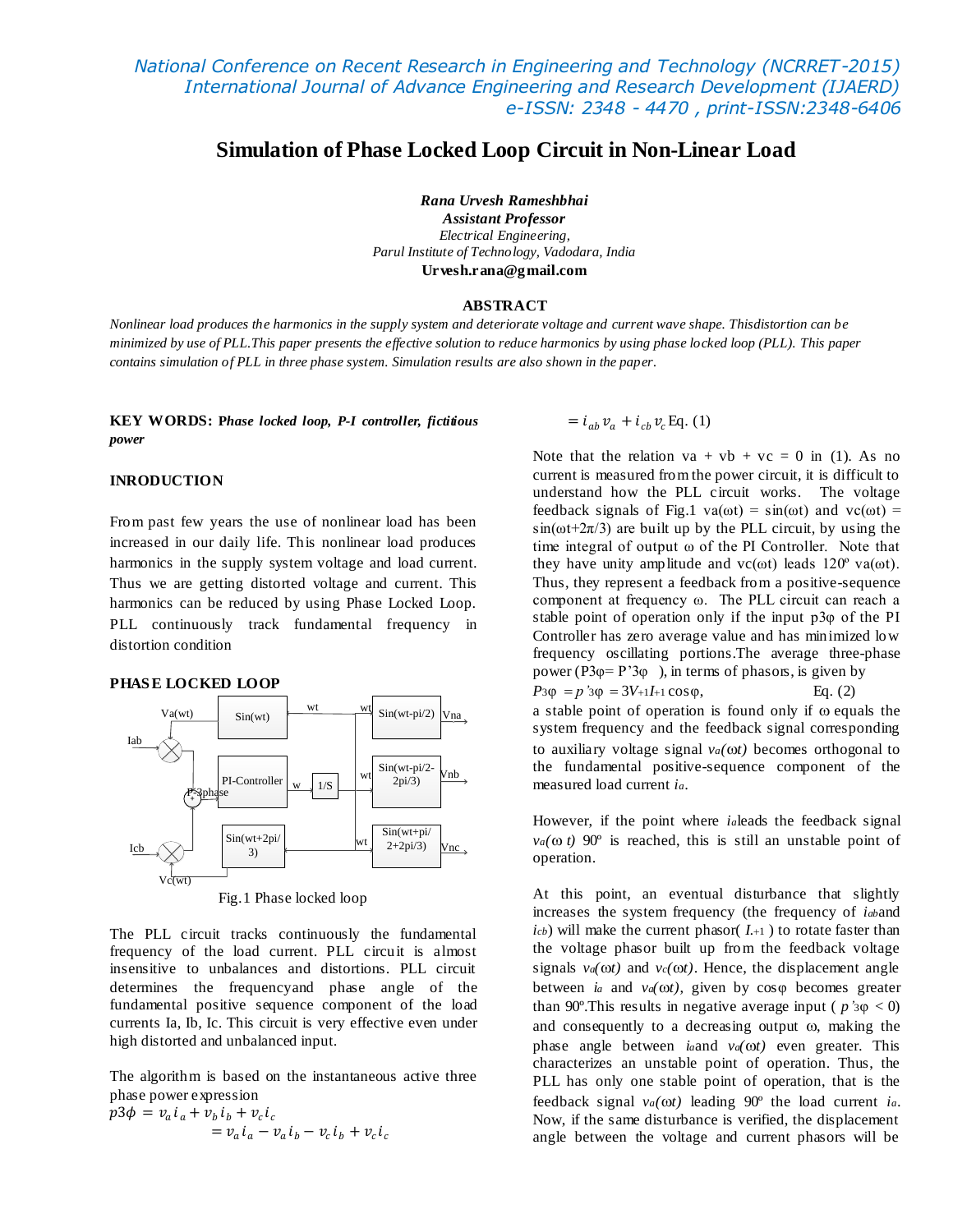# Simulation of Phase Locked Loop Circuit in Non-Linear Load

***Rana Urvesh Rameshbhai***
***Assistant Professor***
*Electrical Engineering,*
*Parul Institute of Technology, Vadodara, India*
**Urvesh.rana@gmail.com**

## ABSTRACT

*Nonlinear load produces the harmonics in the supply system and deteriorate voltage and current wave shape. Thisdistortion can be minimized by use of PLL.This paper presents the effective solution to reduce harmonics by using phase locked loop (PLL). This paper contains simulation of PLL in three phase system. Simulation results are also shown in the paper.*

**KEY WORDS: *Phase locked loop, P-I controller, fictitious power***

## INRODUCTION

From past few years the use of nonlinear load has been increased in our daily life. This nonlinear load produces harmonics in the supply system voltage and load current. Thus we are getting distorted voltage and current. This harmonics can be reduced by using Phase Locked Loop. PLL continuously track fundamental frequency in distortion condition

## PHASE LOCKED LOOP

Fig.1 Phase locked loop

The PLL circuit tracks continuously the fundamental frequency of the load current. PLL circuit is almost insensitive to unbalances and distortions. PLL circuit determines the frequencyand phase angle of the fundamental positive sequence component of the load currents Ia, Ib, Ic. This circuit is very effective even under high distorted and unbalanced input.

The algorithm is based on the instantaneous active three phase power expression

$$p3\phi = v_a i_a + v_b i_b + v_c i_c$$
$$= v_a i_a - v_a i_b - v_c i_b + v_c i_c$$
$$= i_{ab} v_a + i_{cb} v_c \quad \text{Eq. (1)}$$

Note that the relation va + vb + vc = 0 in (1). As no current is measured from the power circuit, it is difficult to understand how the PLL circuit works. The voltage feedback signals of Fig.1 $v_a(\omega t) = \sin(\omega t)$ and $v_c(\omega t) = \sin(\omega t+2\pi/3)$ are built up by the PLL circuit, by using the time integral of output ω of the PI Controller. Note that they have unity amplitude and $v_c(\omega t)$ leads 120º $v_a(\omega t)$. Thus, they represent a feedback from a positive-sequence component at frequency ω. The PLL circuit can reach a stable point of operation only if the input p3φ of the PI Controller has zero average value and has minimized low frequency oscillating portions.The average three-phase power ($P3\varphi = P'3\varphi$ ), in terms of phasors, is given by

$$P3\varphi = p'3\varphi = 3V_{+1}I_{+1}\cos\varphi, \quad \text{Eq. (2)}$$

a stable point of operation is found only if ω equals the system frequency and the feedback signal corresponding to auxiliary voltage signal $v_a(\omega t)$ becomes orthogonal to the fundamental positive-sequence component of the measured load current $i_a$.

However, if the point where $i_a$leads the feedback signal $v_a(\omega t)$ 90º is reached, this is still an unstable point of operation.

At this point, an eventual disturbance that slightly increases the system frequency (the frequency of $i_{ab}$and $i_{cb}$) will make the current phasor( $I_{+1}$ ) to rotate faster than the voltage phasor built up from the feedback voltage signals $v_a(\omega t)$ and $v_c(\omega t)$. Hence, the displacement angle between $i_a$ and $v_a(\omega t)$, given by cosφ becomes greater than 90º.This results in negative average input ( $p'3\varphi < 0$) and consequently to a decreasing output ω, making the phase angle between $i_a$and $v_a(\omega t)$ even greater. This characterizes an unstable point of operation. Thus, the PLL has only one stable point of operation, that is the feedback signal $v_a(\omega t)$ leading 90º the load current $i_a$. Now, if the same disturbance is verified, the displacement angle between the voltage and current phasors will be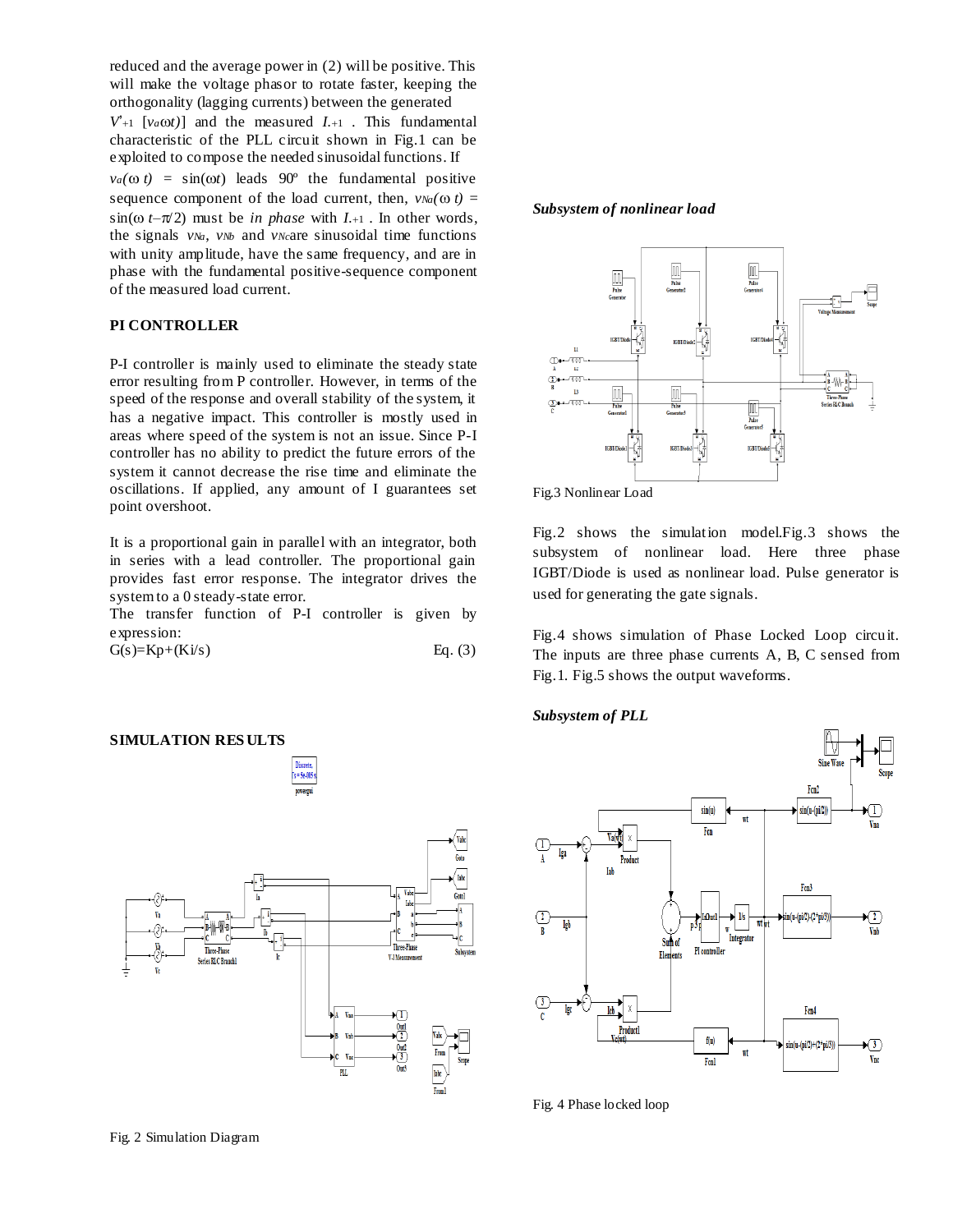reduced and the average power in (2) will be positive. This will make the voltage phasor to rotate faster, keeping the orthogonality (lagging currents) between the generated $V'_{+1}$ [$v_a\omega t$)] and the measured $I_{.+1}$ . This fundamental characteristic of the PLL circuit shown in Fig.1 can be exploited to compose the needed sinusoidal functions. If $v_a(\omega t) = \sin(\omega t)$ leads 90º the fundamental positive sequence component of the load current, then, $v_{Na}(\omega t) = \sin(\omega t - \pi/2)$ must be *in phase* with $I_{.+1}$ . In other words, the signals $v_{Na}$, $v_{Nb}$ and $v_{Nc}$are sinusoidal time functions with unity amplitude, have the same frequency, and are in phase with the fundamental positive-sequence component of the measured load current.

## PI CONTROLLER

P-I controller is mainly used to eliminate the steady state error resulting from P controller. However, in terms of the speed of the response and overall stability of the system, it has a negative impact. This controller is mostly used in areas where speed of the system is not an issue. Since P-I controller has no ability to predict the future errors of the system it cannot decrease the rise time and eliminate the oscillations. If applied, any amount of I guarantees set point overshoot.

It is a proportional gain in parallel with an integrator, both in series with a lead controller. The proportional gain provides fast error response. The integrator drives the system to a 0 steady-state error.

The transfer function of P-I controller is given by expression:

$$G(s)=Kp+(Ki/s) \qquad \text{Eq. (3)}$$

## SIMULATION RESULTS

Fig. 2 Simulation Diagram

***Subsystem of nonlinear load***

Fig.3 Nonlinear Load

Fig.2 shows the simulation model.Fig.3 shows the subsystem of nonlinear load. Here three phase IGBT/Diode is used as nonlinear load. Pulse generator is used for generating the gate signals.

Fig.4 shows simulation of Phase Locked Loop circuit. The inputs are three phase currents A, B, C sensed from Fig.1. Fig.5 shows the output waveforms.

***Subsystem of PLL***

Fig. 4 Phase locked loop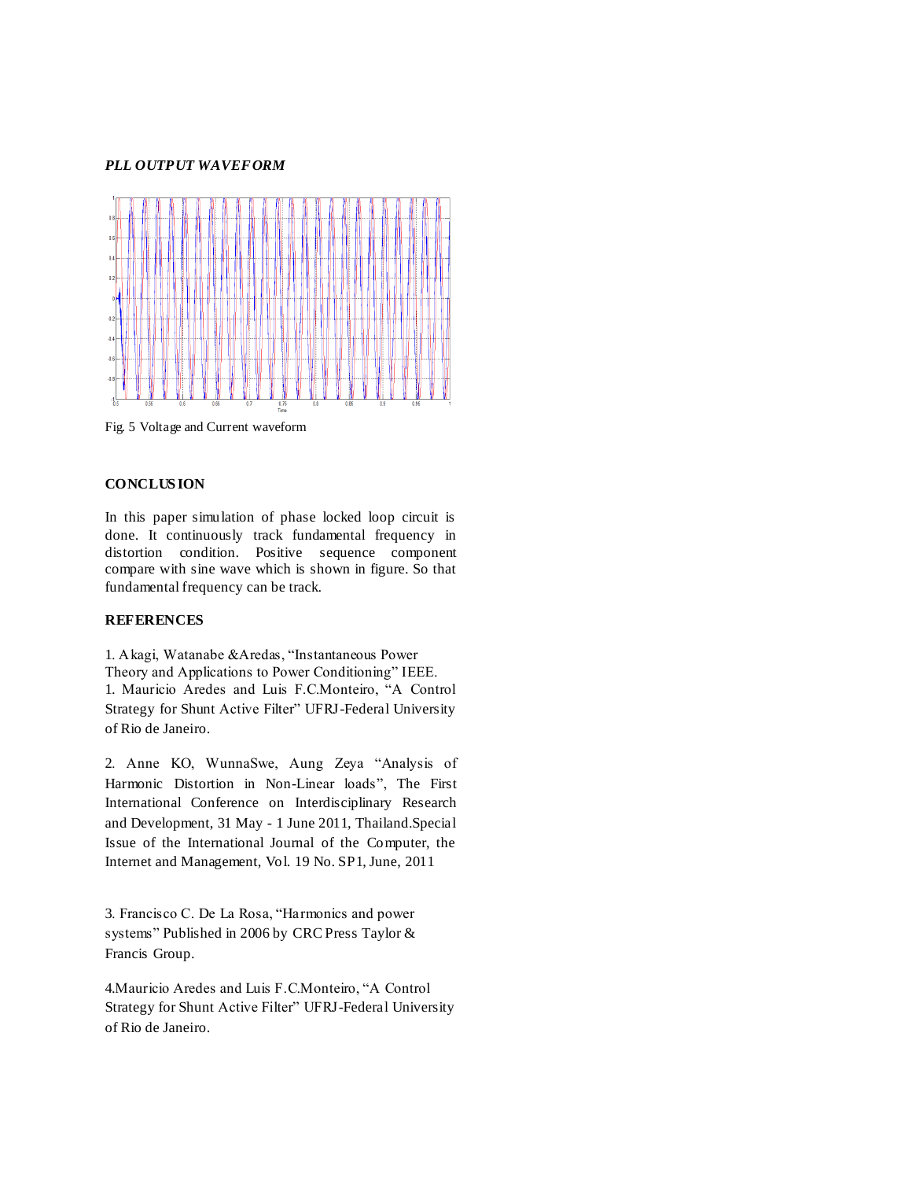***PLL OUTPUT WAVEFORM***

1
0.8
0.6
0.4
0.2
0
-0.2
-0.4
-0.6
-0.8
-1
0.5
0.55
0.6
0.65
0.7
0.75
0.8
0.85
0.9
0.95
1
Time

Fig. 5 Voltage and Current waveform

**CONCLUSION**

In this paper simulation of phase locked loop circuit is done. It continuously track fundamental frequency in distortion condition. Positive sequence component compare with sine wave which is shown in figure. So that fundamental frequency can be track.

**REFERENCES**

1. Akagi, Watanabe &Aredas, "Instantaneous Power Theory and Applications to Power Conditioning" IEEE.
1. Mauricio Aredes and Luis F.C.Monteiro, "A Control Strategy for Shunt Active Filter" UFRJ-Federal University of Rio de Janeiro.

2. Anne KO, WunnaSwe, Aung Zeya "Analysis of Harmonic Distortion in Non-Linear loads", The First International Conference on Interdisciplinary Research and Development, 31 May - 1 June 2011, Thailand.Special Issue of the International Journal of the Computer, the Internet and Management, Vol. 19 No. SP1, June, 2011

3. Francisco C. De La Rosa, "Harmonics and power systems" Published in 2006 by CRC Press Taylor & Francis Group.

4.Mauricio Aredes and Luis F.C.Monteiro, "A Control Strategy for Shunt Active Filter" UFRJ-Federal University of Rio de Janeiro.